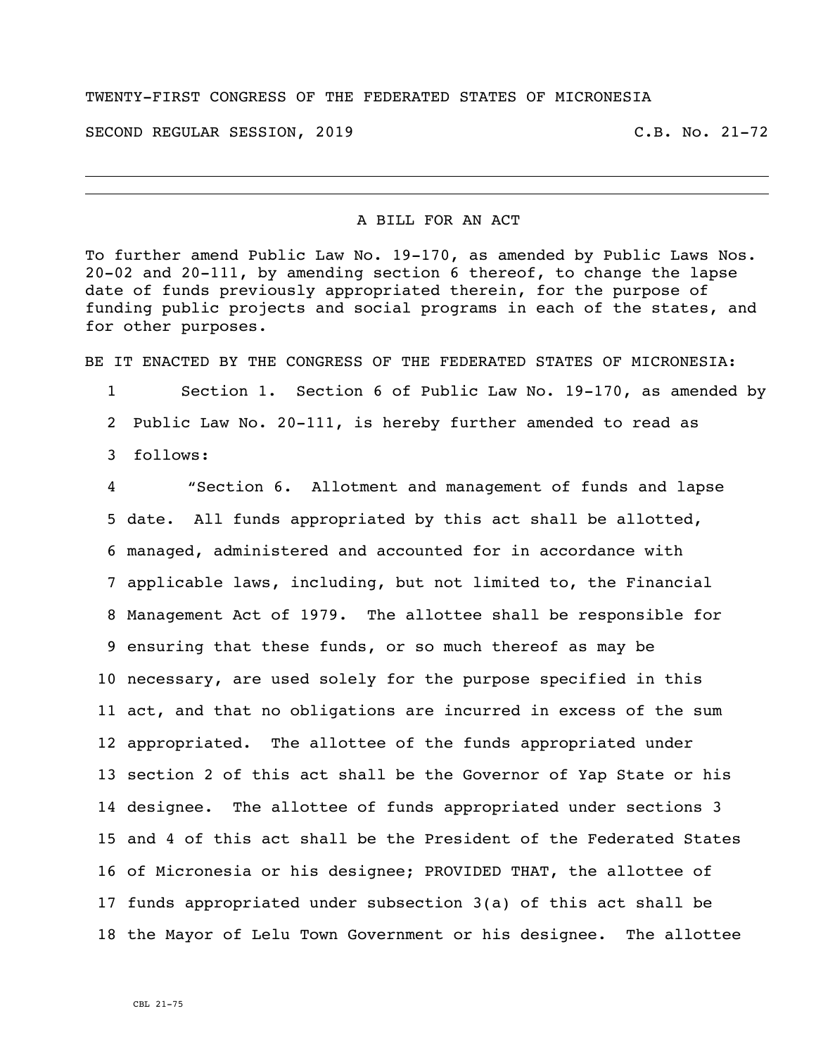TWENTY-FIRST CONGRESS OF THE FEDERATED STATES OF MICRONESIA

SECOND REGULAR SESSION, 2019 C.B. No. 21-72

---

A BILL FOR AN ACT

To further amend Public Law No. 19-170, as amended by Public Laws Nos. 20-02 and 20-111, by amending section 6 thereof, to change the lapse date of funds previously appropriated therein, for the purpose of funding public projects and social programs in each of the states, and for other purposes.

BE IT ENACTED BY THE CONGRESS OF THE FEDERATED STATES OF MICRONESIA:

1 Section 1. Section 6 of Public Law No. 19-170, as amended by
2 Public Law No. 20-111, is hereby further amended to read as
3 follows:

4 "Section 6. Allotment and management of funds and lapse
5 date. All funds appropriated by this act shall be allotted,
6 managed, administered and accounted for in accordance with
7 applicable laws, including, but not limited to, the Financial
8 Management Act of 1979. The allottee shall be responsible for
9 ensuring that these funds, or so much thereof as may be
10 necessary, are used solely for the purpose specified in this
11 act, and that no obligations are incurred in excess of the sum
12 appropriated. The allottee of the funds appropriated under
13 section 2 of this act shall be the Governor of Yap State or his
14 designee. The allottee of funds appropriated under sections 3
15 and 4 of this act shall be the President of the Federated States
16 of Micronesia or his designee; PROVIDED THAT, the allottee of
17 funds appropriated under subsection 3(a) of this act shall be
18 the Mayor of Lelu Town Government or his designee. The allottee

CBL 21-75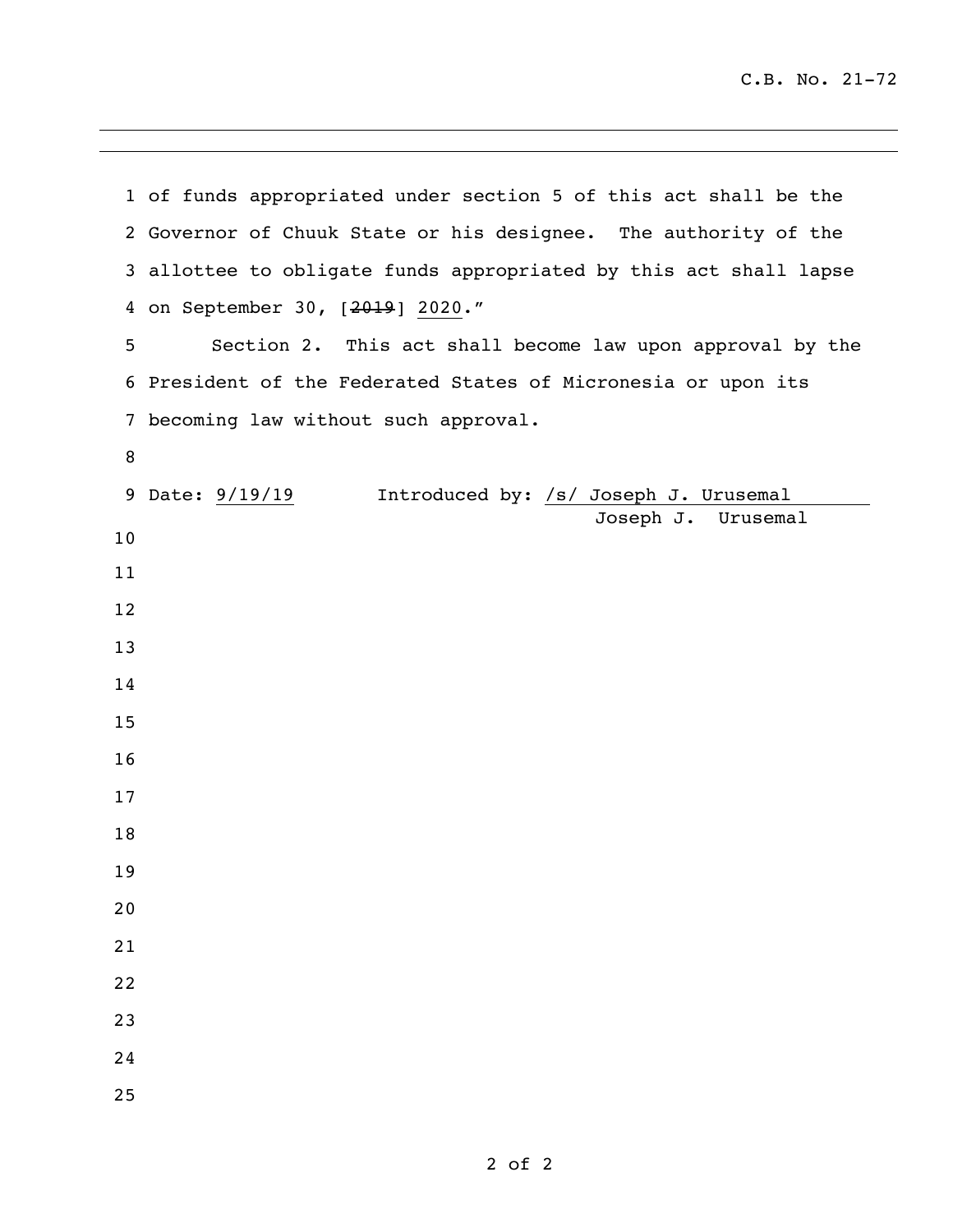of funds appropriated under section 5 of this act shall be the Governor of Chuuk State or his designee. The authority of the allottee to obligate funds appropriated by this act shall lapse on September 30, [~~2019~~] <u>2020</u>."

Section 2. This act shall become law upon approval by the President of the Federated States of Micronesia or upon its becoming law without such approval.

Date: <u>9/19/19</u> Introduced by: <u>/s/ Joseph J. Urusemal</u>

Joseph J. Urusemal